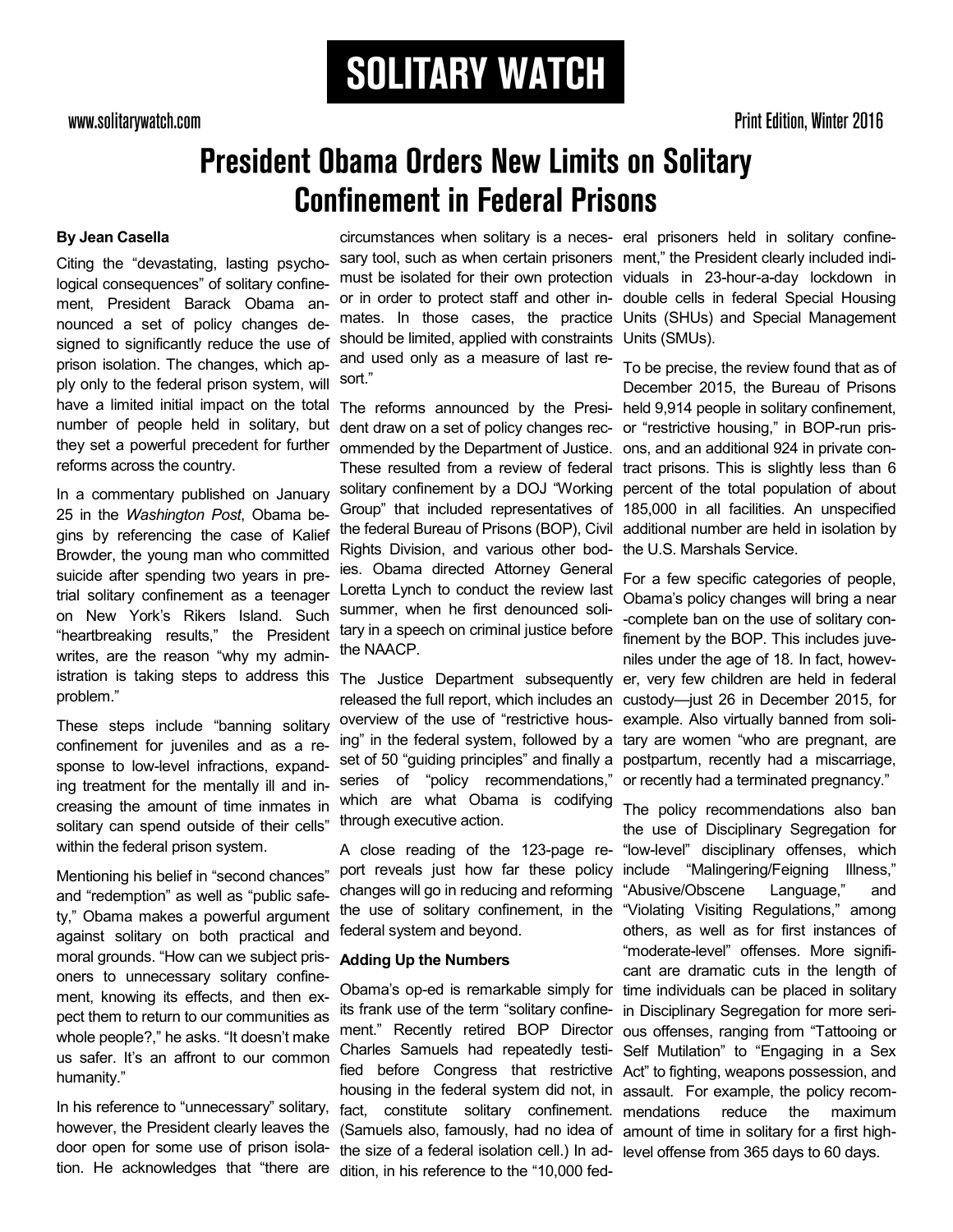# SOLITARY WATCH

www.solitarywatch.com

Print Edition, Winter 2016

## President Obama Orders New Limits on Solitary Confinement in Federal Prisons

**By Jean Casella**

Citing the "devastating, lasting psychological consequences" of solitary confinement, President Barack Obama announced a set of policy changes designed to significantly reduce the use of prison isolation. The changes, which apply only to the federal prison system, will have a limited initial impact on the total number of people held in solitary, but they set a powerful precedent for further reforms across the country.

In a commentary published on January 25 in the *Washington Post*, Obama begins by referencing the case of Kalief Browder, the young man who committed suicide after spending two years in pretrial solitary confinement as a teenager on New York's Rikers Island. Such "heartbreaking results," the President writes, are the reason "why my administration is taking steps to address this problem."

These steps include "banning solitary confinement for juveniles and as a response to low-level infractions, expanding treatment for the mentally ill and increasing the amount of time inmates in solitary can spend outside of their cells" within the federal prison system.

Mentioning his belief in "second chances" and "redemption" as well as "public safety," Obama makes a powerful argument against solitary on both practical and moral grounds. "How can we subject prisoners to unnecessary solitary confinement, knowing its effects, and then expect them to return to our communities as whole people?," he asks. "It doesn't make us safer. It's an affront to our common humanity."

In his reference to "unnecessary" solitary, however, the President clearly leaves the door open for some use of prison isolation. He acknowledges that "there are circumstances when solitary is a necessary tool, such as when certain prisoners must be isolated for their own protection or in order to protect staff and other inmates. In those cases, the practice should be limited, applied with constraints and used only as a measure of last resort."

The reforms announced by the President draw on a set of policy changes recommended by the Department of Justice. These resulted from a review of federal solitary confinement by a DOJ "Working Group" that included representatives of the federal Bureau of Prisons (BOP), Civil Rights Division, and various other bodies. Obama directed Attorney General Loretta Lynch to conduct the review last summer, when he first denounced solitary in a speech on criminal justice before the NAACP.

The Justice Department subsequently released the full report, which includes an overview of the use of "restrictive housing" in the federal system, followed by a set of 50 "guiding principles" and finally a series of "policy recommendations," which are what Obama is codifying through executive action.

A close reading of the 123-page report reveals just how far these policy changes will go in reducing and reforming the use of solitary confinement, in the federal system and beyond.

### Adding Up the Numbers

Obama's op-ed is remarkable simply for its frank use of the term "solitary confinement." Recently retired BOP Director Charles Samuels had repeatedly testified before Congress that restrictive housing in the federal system did not, in fact, constitute solitary confinement. (Samuels also, famously, had no idea of the size of a federal isolation cell.) In addition, in his reference to the "10,000 federal prisoners held in solitary confinement," the President clearly included individuals in 23-hour-a-day lockdown in double cells in federal Special Housing Units (SHUs) and Special Management Units (SMUs).

To be precise, the review found that as of December 2015, the Bureau of Prisons held 9,914 people in solitary confinement, or "restrictive housing," in BOP-run prisons, and an additional 924 in private contract prisons. This is slightly less than 6 percent of the total population of about 185,000 in all facilities. An unspecified additional number are held in isolation by the U.S. Marshals Service.

For a few specific categories of people, Obama's policy changes will bring a near-complete ban on the use of solitary confinement by the BOP. This includes juveniles under the age of 18. In fact, however, very few children are held in federal custody—just 26 in December 2015, for example. Also virtually banned from solitary are women "who are pregnant, are postpartum, recently had a miscarriage, or recently had a terminated pregnancy."

The policy recommendations also ban the use of Disciplinary Segregation for "low-level" disciplinary offenses, which include "Malingering/Feigning Illness," "Abusive/Obscene Language," and "Violating Visiting Regulations," among others, as well as for first instances of "moderate-level" offenses. More significant are dramatic cuts in the length of time individuals can be placed in solitary in Disciplinary Segregation for more serious offenses, ranging from "Tattooing or Self Mutilation" to "Engaging in a Sex Act" to fighting, weapons possession, and assault. For example, the policy recommendations reduce the maximum amount of time in solitary for a first high-level offense from 365 days to 60 days.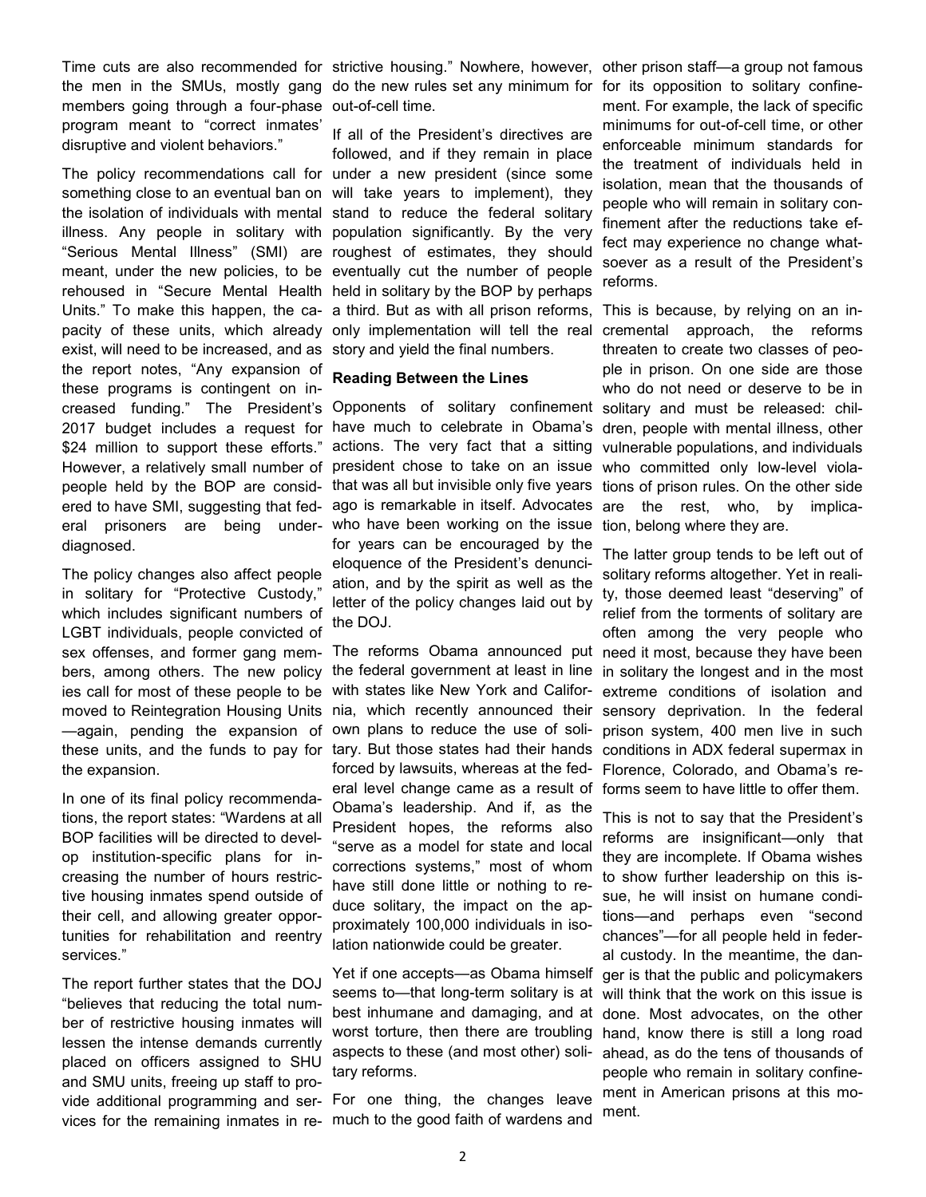Time cuts are also recommended for the men in the SMUs, mostly gang members going through a four-phase program meant to "correct inmates' disruptive and violent behaviors."

The policy recommendations call for something close to an eventual ban on the isolation of individuals with mental illness. Any people in solitary with "Serious Mental Illness" (SMI) are meant, under the new policies, to be rehoused in "Secure Mental Health Units." To make this happen, the capacity of these units, which already exist, will need to be increased, and as the report notes, "Any expansion of these programs is contingent on increased funding." The President's 2017 budget includes a request for $24 million to support these efforts." However, a relatively small number of people held by the BOP are considered to have SMI, suggesting that federal prisoners are being under-diagnosed.

The policy changes also affect people in solitary for "Protective Custody," which includes significant numbers of LGBT individuals, people convicted of sex offenses, and former gang members, among others. The new policy ies call for most of these people to be moved to Reintegration Housing Units—again, pending the expansion of these units, and the funds to pay for the expansion.

In one of its final policy recommendations, the report states: "Wardens at all BOP facilities will be directed to develop institution-specific plans for increasing the number of hours restrictive housing inmates spend outside of their cell, and allowing greater opportunities for rehabilitation and reentry services."

The report further states that the DOJ "believes that reducing the total number of restrictive housing inmates will lessen the intense demands currently placed on officers assigned to SHU and SMU units, freeing up staff to provide additional programming and services for the remaining inmates in restrictive housing." Nowhere, however, do the new rules set any minimum for out-of-cell time.

If all of the President's directives are followed, and if they remain in place under a new president (since some will take years to implement), they stand to reduce the federal solitary population significantly. By the very roughest of estimates, they should eventually cut the number of people held in solitary by the BOP by perhaps a third. But as with all prison reforms, only implementation will tell the real story and yield the final numbers.

## Reading Between the Lines

Opponents of solitary confinement have much to celebrate in Obama's actions. The very fact that a sitting president chose to take on an issue that was all but invisible only five years ago is remarkable in itself. Advocates who have been working on the issue for years can be encouraged by the eloquence of the President's denunciation, and by the spirit as well as the letter of the policy changes laid out by the DOJ.

The reforms Obama announced put the federal government at least in line with states like New York and California, which recently announced their own plans to reduce the use of solitary. But those states had their hands forced by lawsuits, whereas at the federal level change came as a result of Obama's leadership. And if, as the President hopes, the reforms also "serve as a model for state and local corrections systems," most of whom have still done little or nothing to reduce solitary, the impact on the approximately 100,000 individuals in isolation nationwide could be greater.

Yet if one accepts—as Obama himself seems to—that long-term solitary is at best inhumane and damaging, and at worst torture, then there are troubling aspects to these (and most other) solitary reforms.

For one thing, the changes leave much to the good faith of wardens and other prison staff—a group not famous for its opposition to solitary confinement. For example, the lack of specific minimums for out-of-cell time, or other enforceable minimum standards for the treatment of individuals held in isolation, mean that the thousands of people who will remain in solitary confinement after the reductions take effect may experience no change whatsoever as a result of the President's reforms.

This is because, by relying on an incremental approach, the reforms threaten to create two classes of people in prison. On one side are those who do not need or deserve to be in solitary and must be released: children, people with mental illness, other vulnerable populations, and individuals who committed only low-level violations of prison rules. On the other side are the rest, who, by implication, belong where they are.

The latter group tends to be left out of solitary reforms altogether. Yet in reality, those deemed least "deserving" of relief from the torments of solitary are often among the very people who need it most, because they have been in solitary the longest and in the most extreme conditions of isolation and sensory deprivation. In the federal prison system, 400 men live in such conditions in ADX federal supermax in Florence, Colorado, and Obama's reforms seem to have little to offer them.

This is not to say that the President's reforms are insignificant—only that they are incomplete. If Obama wishes to show further leadership on this issue, he will insist on humane conditions—and perhaps even "second chances"—for all people held in federal custody. In the meantime, the danger is that the public and policymakers will think that the work on this issue is done. Most advocates, on the other hand, know there is still a long road ahead, as do the tens of thousands of people who remain in solitary confinement in American prisons at this moment.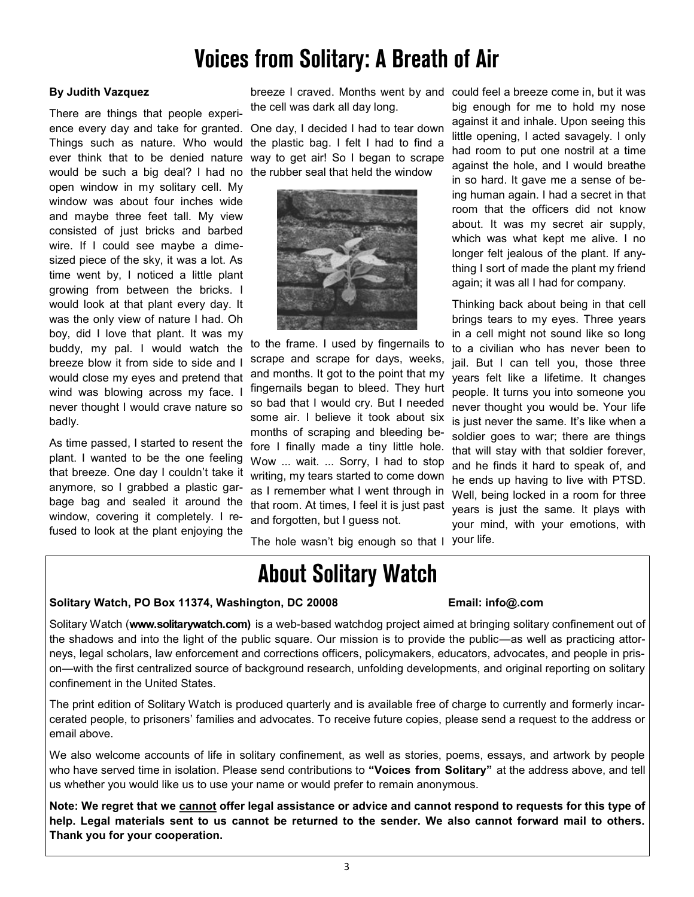# Voices from Solitary: A Breath of Air

**By Judith Vazquez**

There are things that people experience every day and take for granted. Things such as nature. Who would ever think that to be denied nature would be such a big deal? I had no open window in my solitary cell. My window was about four inches wide and maybe three feet tall. My view consisted of just bricks and barbed wire. If I could see maybe a dime-sized piece of the sky, it was a lot. As time went by, I noticed a little plant growing from between the bricks. I would look at that plant every day. It was the only view of nature I had. Oh boy, did I love that plant. It was my buddy, my pal. I would watch the breeze blow it from side to side and I would close my eyes and pretend that wind was blowing across my face. I never thought I would crave nature so badly.

As time passed, I started to resent the plant. I wanted to be the one feeling that breeze. One day I couldn't take it anymore, so I grabbed a plastic garbage bag and sealed it around the window, covering it completely. I refused to look at the plant enjoying the breeze I craved. Months went by and the cell was dark all day long.

One day, I decided I had to tear down the plastic bag. I felt I had to find a way to get air! So I began to scrape the rubber seal that held the window to the frame. I used by fingernails to scrape and scrape for days, weeks, and months. It got to the point that my fingernails began to bleed. They hurt so bad that I would cry. But I needed some air. I believe it took about six months of scraping and bleeding before I finally made a tiny little hole. Wow ... wait. ... Sorry, I had to stop writing, my tears started to come down as I remember what I went through in that room. At times, I feel it is just past and forgotten, but I guess not.

The hole wasn't big enough so that I could feel a breeze come in, but it was big enough for me to hold my nose against it and inhale. Upon seeing this little opening, I acted savagely. I only had room to put one nostril at a time against the hole, and I would breathe in so hard. It gave me a sense of being human again. I had a secret in that room that the officers did not know about. It was my secret air supply, which was what kept me alive. I no longer felt jealous of the plant. If anything I sort of made the plant my friend again; it was all I had for company.

Thinking back about being in that cell brings tears to my eyes. Three years in a cell might not sound like so long to a civilian who has never been to jail. But I can tell you, those three years felt like a lifetime. It changes people. It turns you into someone you never thought you would be. Your life is just never the same. It's like when a soldier goes to war; there are things that will stay with that soldier forever, and he finds it hard to speak of, and he ends up having to live with PTSD. Well, being locked in a room for three years is just the same. It plays with your mind, with your emotions, with your life.

# About Solitary Watch

**Solitary Watch, PO Box 11374, Washington, DC 20008** **Email: info@.com**

Solitary Watch (**www.solitarywatch.com)** is a web-based watchdog project aimed at bringing solitary confinement out of the shadows and into the light of the public square. Our mission is to provide the public—as well as practicing attorneys, legal scholars, law enforcement and corrections officers, policymakers, educators, advocates, and people in prison—with the first centralized source of background research, unfolding developments, and original reporting on solitary confinement in the United States.

The print edition of Solitary Watch is produced quarterly and is available free of charge to currently and formerly incarcerated people, to prisoners' families and advocates. To receive future copies, please send a request to the address or email above.

We also welcome accounts of life in solitary confinement, as well as stories, poems, essays, and artwork by people who have served time in isolation. Please send contributions to **"Voices from Solitary"** at the address above, and tell us whether you would like us to use your name or would prefer to remain anonymous.

**Note: We regret that we cannot offer legal assistance or advice and cannot respond to requests for this type of help. Legal materials sent to us cannot be returned to the sender. We also cannot forward mail to others. Thank you for your cooperation.**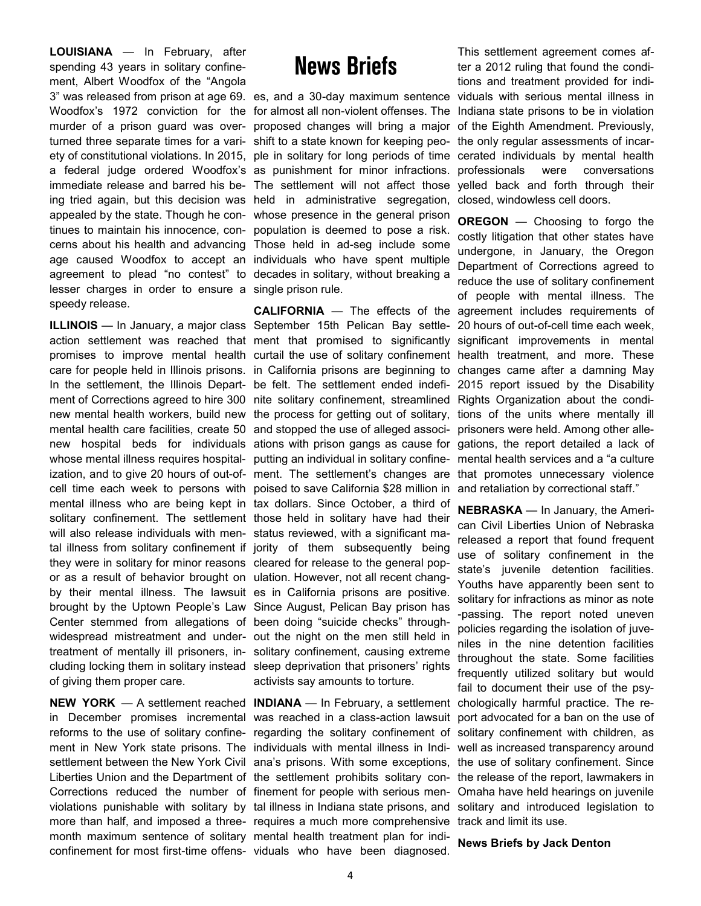# News Briefs

**LOUISIANA** — In February, after spending 43 years in solitary confinement, Albert Woodfox of the "Angola 3" was released from prison at age 69. Woodfox's 1972 conviction for the murder of a prison guard was overturned three separate times for a variety of constitutional violations. In 2015, a federal judge ordered Woodfox's immediate release and barred his being tried again, but this decision was appealed by the state. Though he continues to maintain his innocence, concerns about his health and advancing age caused Woodfox to accept an agreement to plead "no contest" to lesser charges in order to ensure a speedy release.

**ILLINOIS** — In January, a major class action settlement was reached that promises to improve mental health care for people held in Illinois prisons. In the settlement, the Illinois Department of Corrections agreed to hire 300 new mental health workers, build new mental health care facilities, create 50 new hospital beds for individuals whose mental illness requires hospitalization, and to give 20 hours of out-of-cell time each week to persons with mental illness who are being kept in solitary confinement. The settlement will also release individuals with mental illness from solitary confinement if they were in solitary for minor reasons or as a result of behavior brought on by their mental illness. The lawsuit brought by the Uptown People's Law Center stemmed from allegations of widespread mistreatment and undertreatment of mentally ill prisoners, including locking them in solitary instead of giving them proper care.

**NEW YORK** — A settlement reached in December promises incremental reforms to the use of solitary confinement in New York state prisons. The settlement between the New York Civil Liberties Union and the Department of Corrections reduced the number of violations punishable with solitary by more than half, and imposed a three-month maximum sentence of solitary confinement for most first-time offenses, and a 30-day maximum sentence for almost all non-violent offenses. The proposed changes will bring a major shift to a state known for keeping people in solitary for long periods of time as punishment for minor infractions. The settlement will not affect those held in administrative segregation, whose presence in the general prison population is deemed to pose a risk. Those held in ad-seg include some individuals who have spent multiple decades in solitary, without breaking a single prison rule.

**CALIFORNIA** — The effects of the September 15th Pelican Bay settlement that promised to significantly curtail the use of solitary confinement in California prisons are beginning to be felt. The settlement ended indefinite solitary confinement, streamlined the process for getting out of solitary, and stopped the use of alleged associations with prison gangs as cause for putting an individual in solitary confinement. The settlement's changes are poised to save California $28 million in tax dollars. Since October, a third of those held in solitary have had their status reviewed, with a significant majority of them subsequently being cleared for release to the general population. However, not all recent changes in California prisons are positive. Since August, Pelican Bay prison has been doing "suicide checks" throughout the night on the men still held in solitary confinement, causing extreme sleep deprivation that prisoners' rights activists say amounts to torture.

**INDIANA** — In February, a settlement was reached in a class-action lawsuit regarding the solitary confinement of individuals with mental illness in Indiana's prisons. With some exceptions, the settlement prohibits solitary confinement for people with serious mental illness in Indiana state prisons, and requires a much more comprehensive mental health treatment plan for individuals who have been diagnosed. This settlement agreement comes after a 2012 ruling that found the conditions and treatment provided for individuals with serious mental illness in Indiana state prisons to be in violation of the Eighth Amendment. Previously, the only regular assessments of incarcerated individuals by mental health professionals were conversations yelled back and forth through their closed, windowless cell doors.

**OREGON** — Choosing to forgo the costly litigation that other states have undergone, in January, the Oregon Department of Corrections agreed to reduce the use of solitary confinement of people with mental illness. The agreement includes requirements of 20 hours of out-of-cell time each week, significant improvements in mental health treatment, and more. These changes came after a damning May 2015 report issued by the Disability Rights Organization about the conditions of the units where mentally ill prisoners were held. Among other allegations, the report detailed a lack of mental health services and a "a culture that promotes unnecessary violence and retaliation by correctional staff."

**NEBRASKA** — In January, the American Civil Liberties Union of Nebraska released a report that found frequent use of solitary confinement in the state's juvenile detention facilities. Youths have apparently been sent to solitary for infractions as minor as note-passing. The report noted uneven policies regarding the isolation of juveniles in the nine detention facilities throughout the state. Some facilities frequently utilized solitary but would fail to document their use of the psychologically harmful practice. The report advocated for a ban on the use of solitary confinement with children, as well as increased transparency around the use of solitary confinement. Since the release of the report, lawmakers in Omaha have held hearings on juvenile solitary and introduced legislation to track and limit its use.

**News Briefs by Jack Denton**